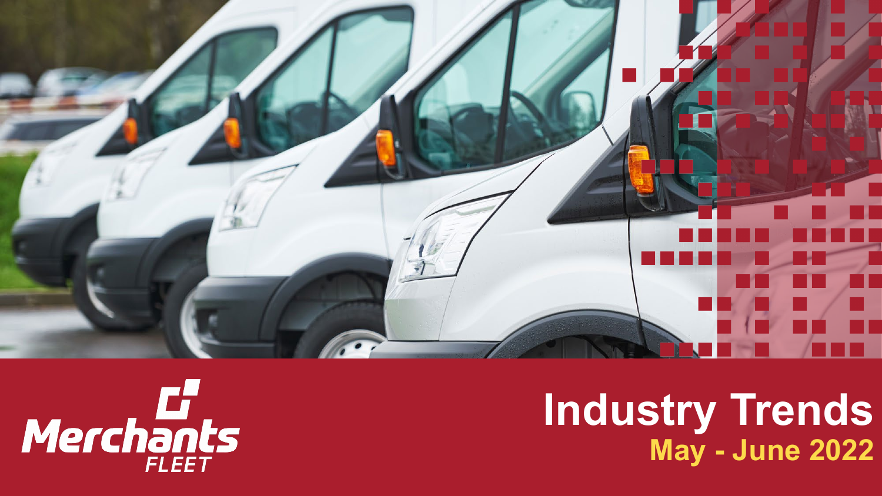Merchants FLEET

# Industry Trends

## May - June 2022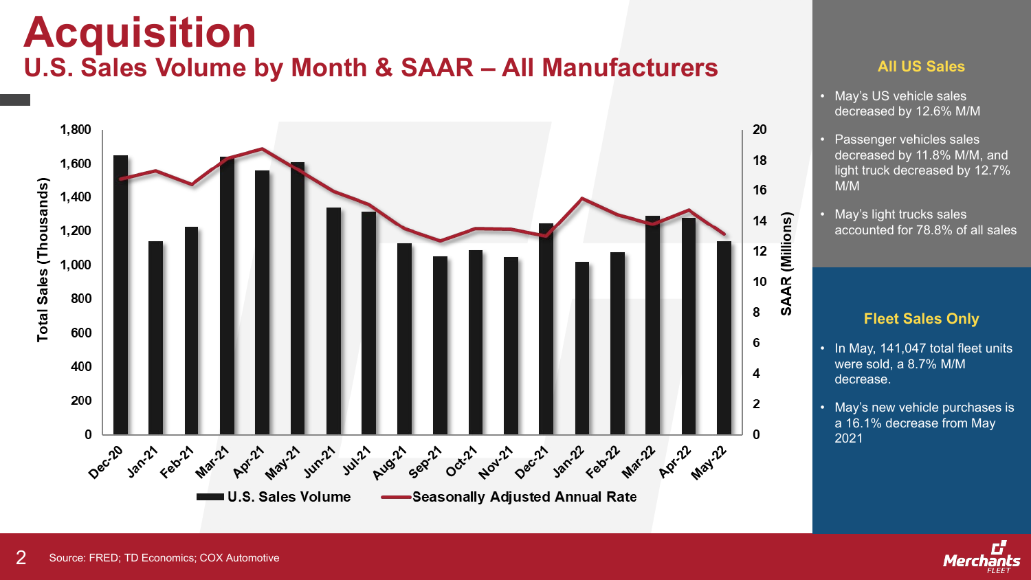# Acquisition

## U.S. Sales Volume by Month & SAAR – All Manufacturers

Total Sales (Thousands)

SAAR (Millions)

U.S. Sales Volume — Seasonally Adjusted Annual Rate

Dec-20, Jan-21, Feb-21, Mar-21, Apr-21, May-21, Jun-21, Jul-21, Aug-21, Sep-21, Oct-21, Nov-21, Dec-21, Jan-22, Feb-22, Mar-22, Apr-22, May-22

### All US Sales

- May's US vehicle sales decreased by 12.6% M/M
- Passenger vehicles sales decreased by 11.8% M/M, and light truck decreased by 12.7% M/M
- May's light trucks sales accounted for 78.8% of all sales

### Fleet Sales Only

- In May, 141,047 total fleet units were sold, a 8.7% M/M decrease.
- May's new vehicle purchases is a 16.1% decrease from May 2021

Source: FRED; TD Economics; COX Automotive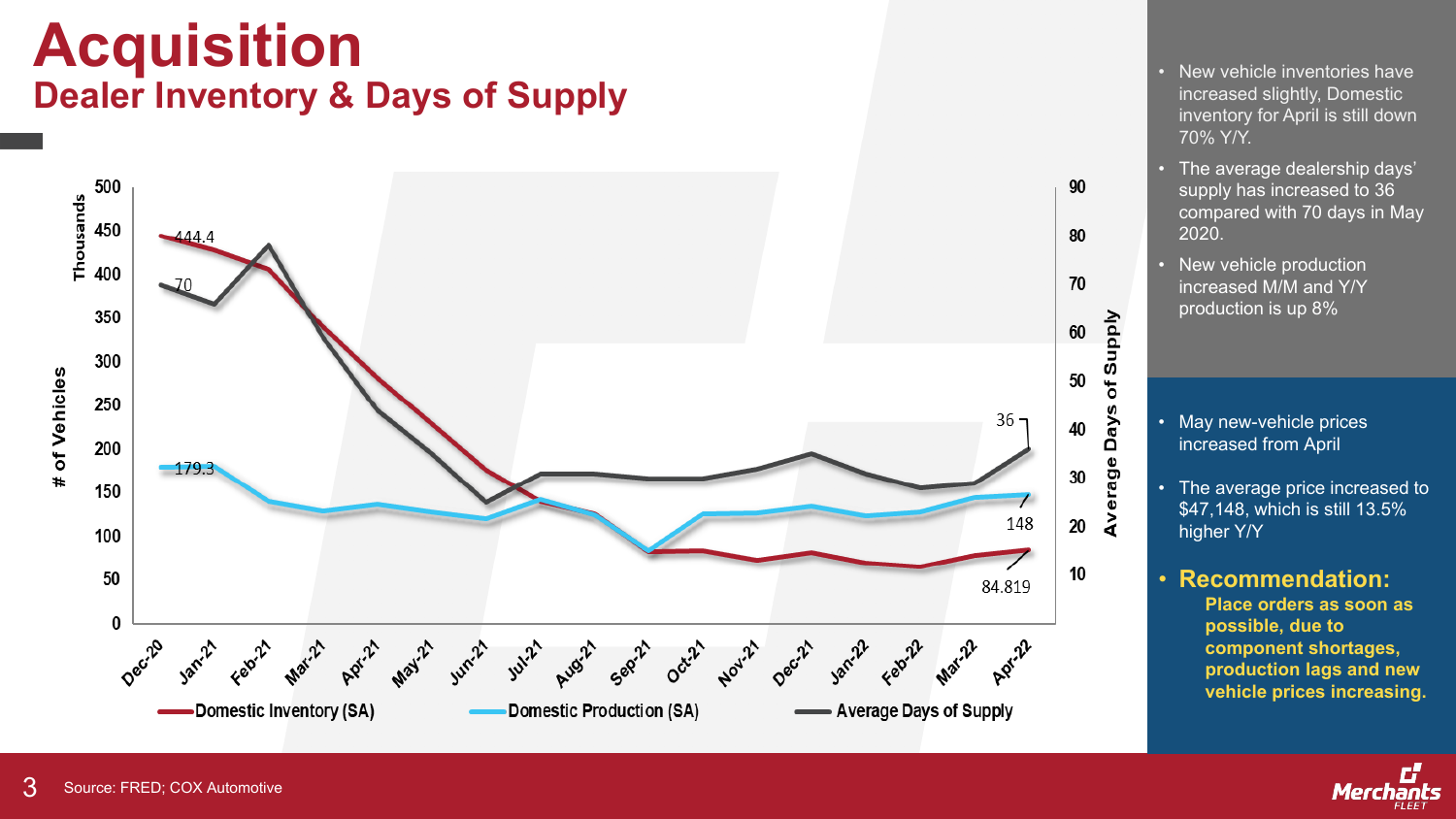# Acquisition

## Dealer Inventory & Days of Supply

- New vehicle inventories have increased slightly, Domestic inventory for April is still down 70% Y/Y.
- The average dealership days' supply has increased to 36 compared with 70 days in May 2020.
- New vehicle production increased M/M and Y/Y production is up 8%

- May new-vehicle prices increased from April
- The average price increased to $47,148, which is still 13.5% higher Y/Y
- **Recommendation:**
  **Place orders as soon as possible, due to component shortages, production lags and new vehicle prices increasing.**

Source: FRED; COX Automotive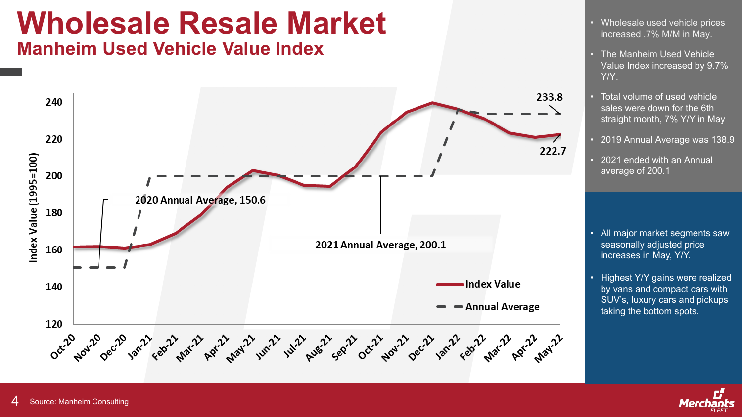# Wholesale Resale Market

## Manheim Used Vehicle Value Index

- Wholesale used vehicle prices increased .7% M/M in May.
- The Manheim Used Vehicle Value Index increased by 9.7% Y/Y.
- Total volume of used vehicle sales were down for the 6th straight month, 7% Y/Y in May
- 2019 Annual Average was 138.9
- 2021 ended with an Annual average of 200.1

- All major market segments saw seasonally adjusted price increases in May, Y/Y.
- Highest Y/Y gains were realized by vans and compact cars with SUV's, luxury cars and pickups taking the bottom spots.

Source: Manheim Consulting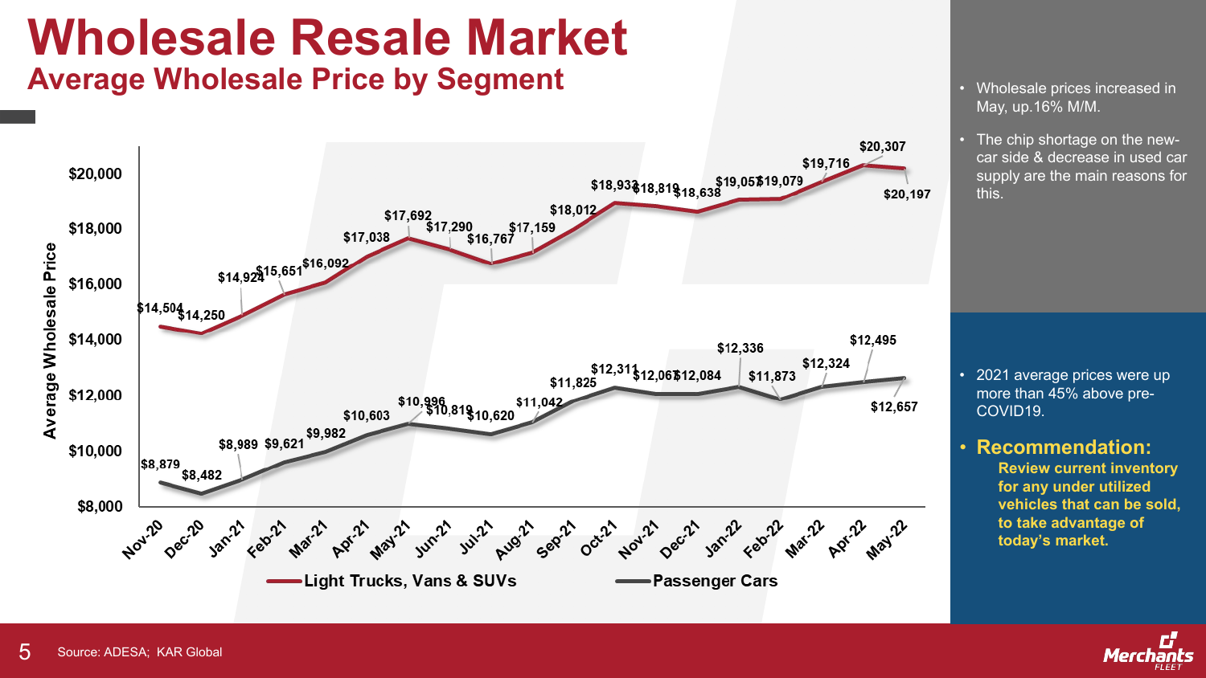# Wholesale Resale Market

## Average Wholesale Price by Segment

| Month | Light Trucks, Vans & SUVs | Passenger Cars |
|---|---|---|
| Nov-20 | $14,504 | $8,879 |
| Dec-20 | $14,250 | $8,482 |
| Jan-21 | $14,924 | $8,989 |
| Feb-21 | $15,651 | $9,621 |
| Mar-21 | $16,092 | $9,982 |
| Apr-21 | $17,038 | $10,603 |
| May-21 | $17,692 | $10,996 |
| Jun-21 | $17,290 | $10,819 |
| Jul-21 | $16,767 | $10,620 |
| Aug-21 | $17,159 | $11,042 |
| Sep-21 | $18,012 | $11,825 |
| Oct-21 | $18,933 | $12,311 |
| Nov-21 | $18,819 | $12,067 |
| Dec-21 | $18,638 | $12,084 |
| Jan-22 | $19,057 | $12,336 |
| Feb-22 | $19,079 | $11,873 |
| Mar-22 | $19,716 | $12,324 |
| Apr-22 | $20,307 | $12,495 |
| May-22 | $20,197 | $12,657 |

- Wholesale prices increased in May, up.16% M/M.
- The chip shortage on the new-car side & decrease in used car supply are the main reasons for this.

- 2021 average prices were up more than 45% above pre-COVID19.
- **Recommendation:**
  **Review current inventory for any under utilized vehicles that can be sold, to take advantage of today's market.**

Source: ADESA; KAR Global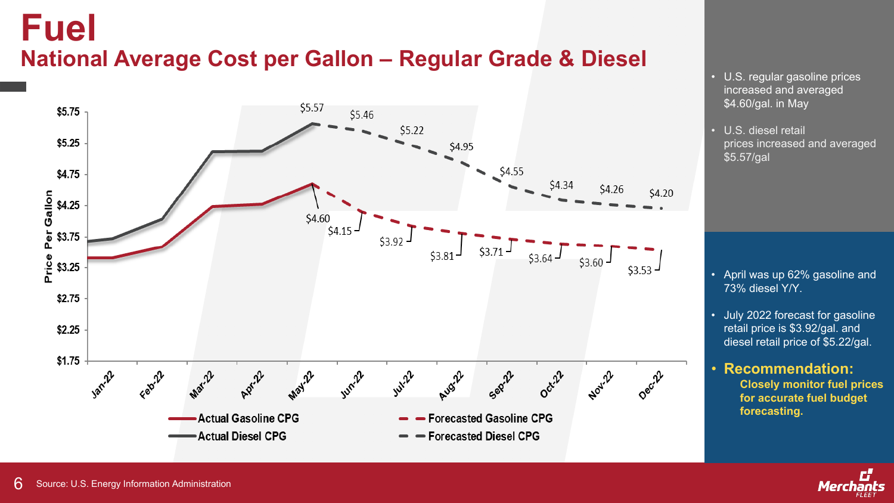# Fuel

## National Average Cost per Gallon – Regular Grade & Diesel

| Month | Gasoline CPG | Diesel CPG |
|---|---|---|
| May-22 (Actual) | $4.60 | $5.57 |
| Jun-22 (Forecast) | $4.15 | $5.46 |
| Jul-22 (Forecast) | $3.92 | $5.22 |
| Aug-22 (Forecast) | $3.81 | $4.95 |
| Sep-22 (Forecast) | $3.71 | $4.55 |
| Oct-22 (Forecast) | $3.64 | $4.34 |
| Nov-22 (Forecast) | $3.60 | $4.26 |
| Dec-22 (Forecast) | $3.53 | $4.20 |

Legend: Actual Gasoline CPG; Forecasted Gasoline CPG; Actual Diesel CPG; Forecasted Diesel CPG

- U.S. regular gasoline prices increased and averaged $4.60/gal. in May
- U.S. diesel retail prices increased and averaged $5.57/gal

- April was up 62% gasoline and 73% diesel Y/Y.
- July 2022 forecast for gasoline retail price is $3.92/gal. and diesel retail price of $5.22/gal.
- **Recommendation:**
  **Closely monitor fuel prices for accurate fuel budget forecasting.**

Source: U.S. Energy Information Administration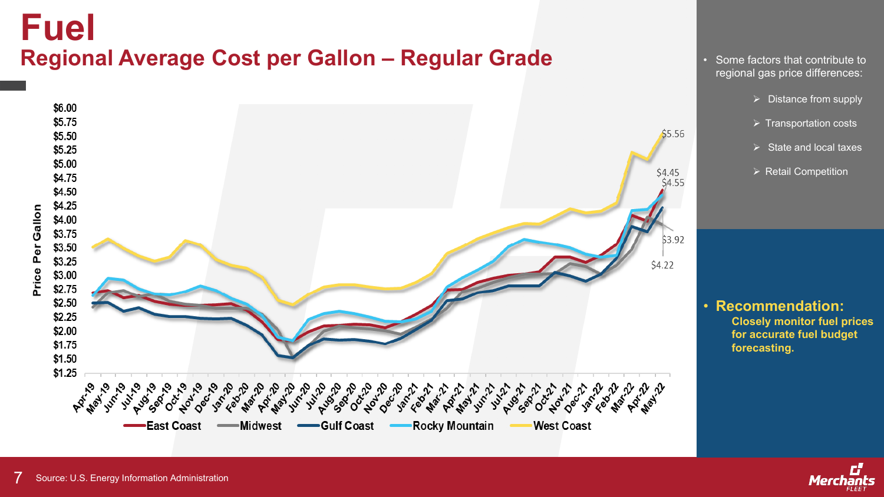# Fuel

## Regional Average Cost per Gallon – Regular Grade

- Some factors that contribute to regional gas price differences:
  - Distance from supply
  - Transportation costs
  - State and local taxes
  - Retail Competition

- **Recommendation:**
  **Closely monitor fuel prices for accurate fuel budget forecasting.**

Source: U.S. Energy Information Administration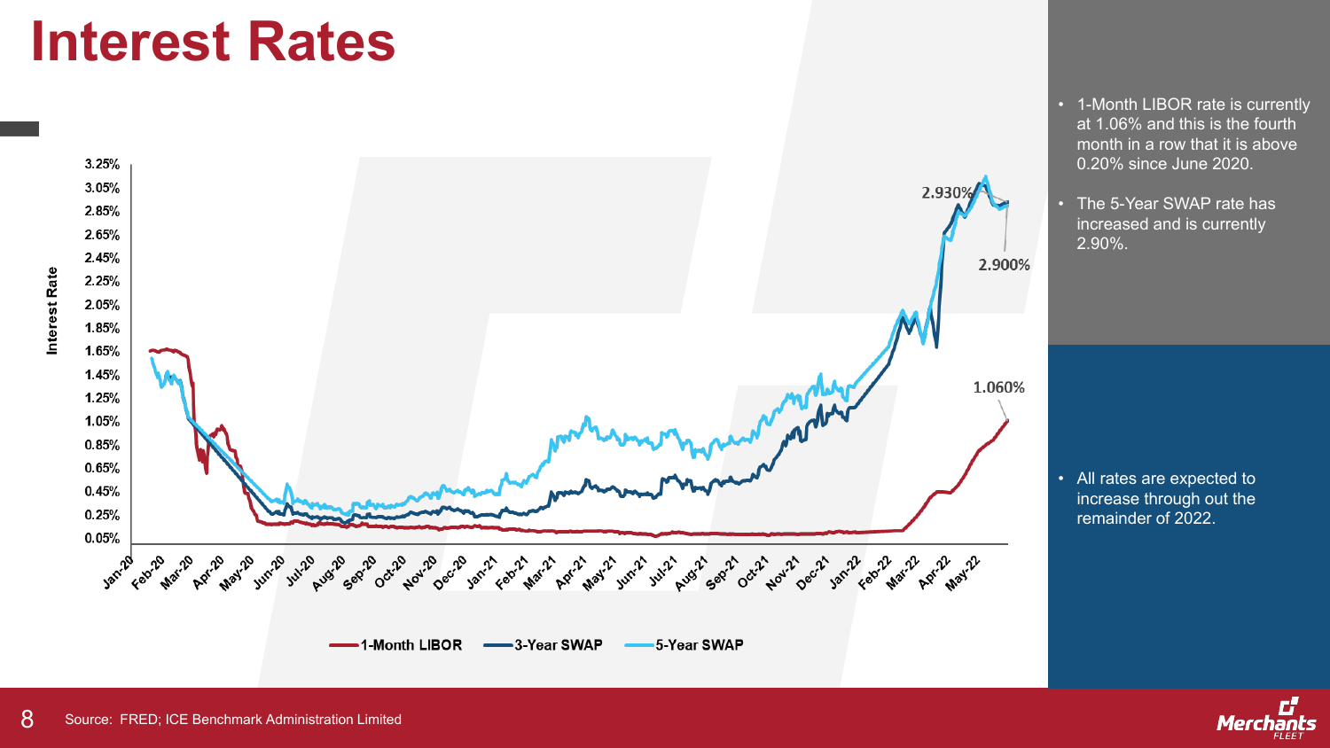# Interest Rates

Interest Rate

3.25%
3.05%
2.85%
2.65%
2.45%
2.25%
2.05%
1.85%
1.65%
1.45%
1.25%
1.05%
0.85%
0.65%
0.45%
0.25%
0.05%

Jan-20 Feb-20 Mar-20 Apr-20 May-20 Jun-20 Jul-20 Aug-20 Sep-20 Oct-20 Nov-20 Dec-20 Jan-21 Feb-21 Mar-21 Apr-21 May-21 Jun-21 Jul-21 Aug-21 Sep-21 Oct-21 Nov-21 Dec-21 Jan-22 Feb-22 Mar-22 Apr-22 May-22

2.930%

2.900%

1.060%

1-Month LIBOR    3-Year SWAP    5-Year SWAP

- 1-Month LIBOR rate is currently at 1.06% and this is the fourth month in a row that it is above 0.20% since June 2020.
- The 5-Year SWAP rate has increased and is currently 2.90%.

- All rates are expected to increase through out the remainder of 2022.

Source: FRED; ICE Benchmark Administration Limited